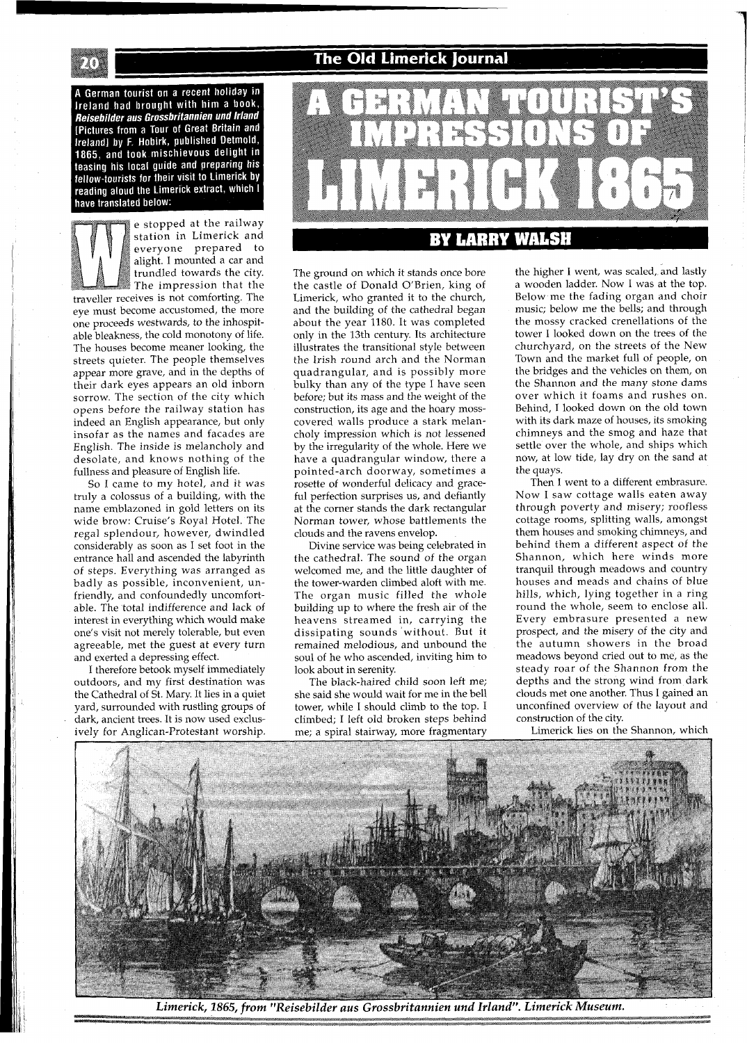# A GERMAN TOURIST'S IMPRESSIONS OF LIMERICK 1865

## BY LARRY WALSH

**A German tourist on a recent holiday in Ireland had brought with him a book, *Reisebilder aus Grossbritannien und Irland* [Pictures from a Tour of Great Britain and Ireland] by F. Hobirk, published Detmold, 1865, and took mischievous delight in teasing his local guide and preparing his fellow-tourists for their visit to Limerick by reading aloud the Limerick extract, which I have translated below:**

We stopped at the railway station in Limerick and everyone prepared to alight. I mounted a car and trundled towards the city. The impression that the traveller receives is not comforting. The eye must become accustomed, the more one proceeds westwards, to the inhospitable bleakness, the cold monotony of life. The houses become meaner looking, the streets quieter. The people themselves appear more grave, and in the depths of their dark eyes appears an old inborn sorrow. The section of the city which opens before the railway station has indeed an English appearance, but only insofar as the names and facades are English. The inside is melancholy and desolate, and knows nothing of the fullness and pleasure of English life.

So I came to my hotel, and it was truly a colossus of a building, with the name emblazoned in gold letters on its wide brow: Cruise's Royal Hotel. The regal splendour, however, dwindled considerably as soon as I set foot in the entrance hall and ascended the labyrinth of steps. Everything was arranged as badly as possible, inconvenient, unfriendly, and confoundedly uncomfortable. The total indifference and lack of interest in everything which would make one's visit not merely tolerable, but even agreeable, met the guest at every turn and exerted a depressing effect.

I therefore betook myself immediately outdoors, and my first destination was the Cathedral of St. Mary. It lies in a quiet yard, surrounded with rustling groups of dark, ancient trees. It is now used exclusively for Anglican-Protestant worship. The ground on which it stands once bore the castle of Donald O'Brien, king of Limerick, who granted it to the church, and the building of the cathedral began about the year 1180. It was completed only in the 13th century. Its architecture illustrates the transitional style between the Irish round arch and the Norman quadrangular, and is possibly more bulky than any of the type I have seen before; but its mass and the weight of the construction, its age and the hoary moss-covered walls produce a stark melancholy impression which is not lessened by the irregularity of the whole. Here we have a quadrangular window, there a pointed-arch doorway, sometimes a rosette of wonderful delicacy and graceful perfection surprises us, and defiantly at the corner stands the dark rectangular Norman tower, whose battlements the clouds and the ravens envelop.

Divine service was being celebrated in the cathedral. The sound of the organ welcomed me, and the little daughter of the tower-warden climbed aloft with me. The organ music filled the whole building up to where the fresh air of the heavens streamed in, carrying the dissipating sounds without. But it remained melodious, and unbound the soul of he who ascended, inviting him to look about in serenity.

The black-haired child soon left me; she said she would wait for me in the bell tower, while I should climb to the top. I climbed; I left old broken steps behind me; a spiral stairway, more fragmentary the higher I went, was scaled, and lastly a wooden ladder. Now I was at the top. Below me the fading organ and choir music; below me the bells; and through the mossy cracked crenellations of the tower I looked down on the trees of the churchyard, on the streets of the New Town and the market full of people, on the bridges and the vehicles on them, on the Shannon and the many stone dams over which it foams and rushes on. Behind, I looked down on the old town with its dark maze of houses, its smoking chimneys and the smog and haze that settle over the whole, and ships which now, at low tide, lay dry on the sand at the quays.

Then I went to a different embrasure. Now I saw cottage walls eaten away through poverty and misery; roofless cottage rooms, splitting walls, amongst them houses and smoking chimneys, and behind them a different aspect of the Shannon, which here winds more tranquil through meadows and country houses and meads and chains of blue hills, which, lying together in a ring round the whole, seem to enclose all. Every embrasure presented a new prospect, and the misery of the city and the autumn showers in the broad meadows beyond cried out to me, as the steady roar of the Shannon from the depths and the strong wind from dark clouds met one another. Thus I gained an unconfined overview of the layout and construction of the city.

Limerick lies on the Shannon, which

*Limerick, 1865, from "Reisebilder aus Grossbritannien und Irland". Limerick Museum.*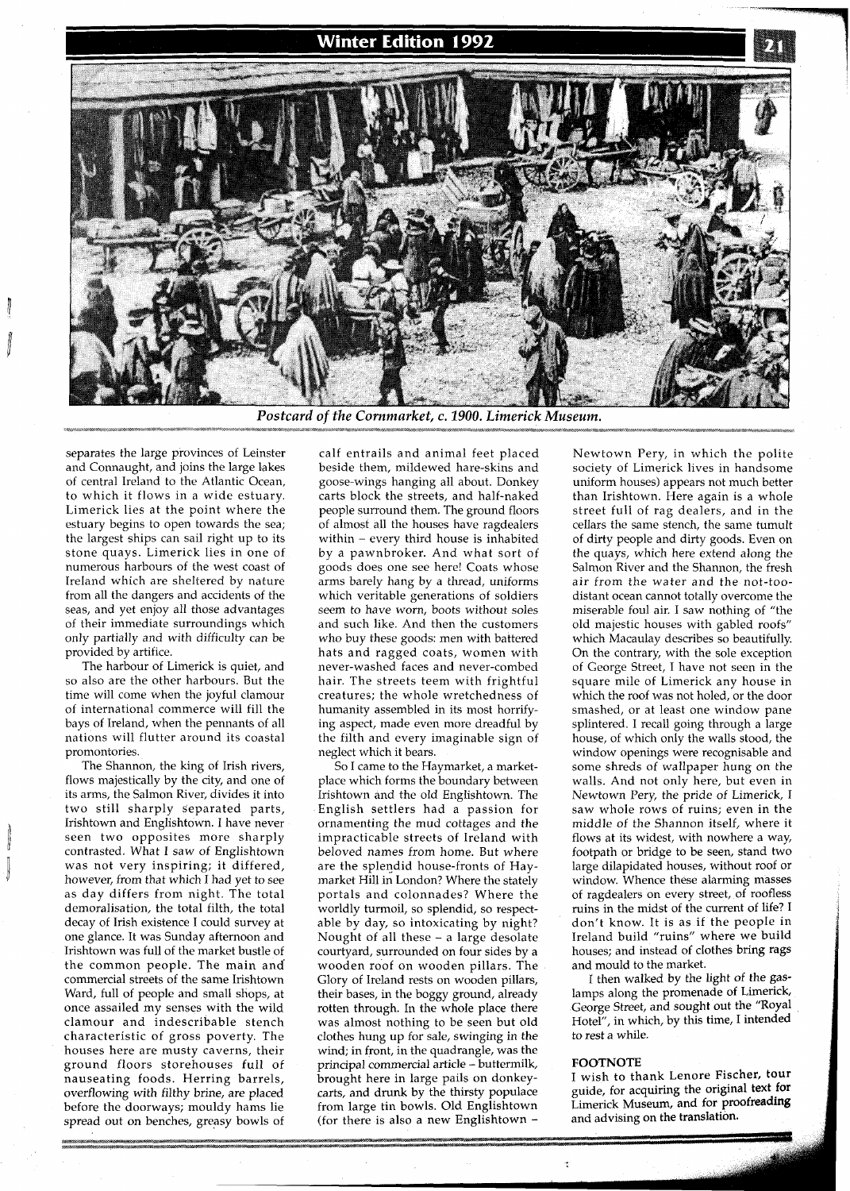*Postcard of the Cornmarket, c. 1900. Limerick Museum.*

separates the large provinces of Leinster and Connaught, and joins the large lakes of central Ireland to the Atlantic Ocean, to which it flows in a wide estuary. Limerick lies at the point where the estuary begins to open towards the sea; the largest ships can sail right up to its stone quays. Limerick lies in one of numerous harbours of the west coast of Ireland which are sheltered by nature from all the dangers and accidents of the seas, and yet enjoy all those advantages of their immediate surroundings which only partially and with difficulty can be provided by artifice.

The harbour of Limerick is quiet, and so also are the other harbours. But the time will come when the joyful clamour of international commerce will fill the bays of Ireland, when the pennants of all nations will flutter around its coastal promontories.

The Shannon, the king of Irish rivers, flows majestically by the city, and one of its arms, the Salmon River, divides it into two still sharply separated parts, Irishtown and Englishtown. I have never seen two opposites more sharply contrasted. What I saw of Englishtown was not very inspiring; it differed, however, from that which I had yet to see as day differs from night. The total demoralisation, the total filth, the total decay of Irish existence I could survey at one glance. It was Sunday afternoon and Irishtown was full of the market bustle of the common people. The main and commercial streets of the same Irishtown Ward, full of people and small shops, at once assailed my senses with the wild clamour and indescribable stench characteristic of gross poverty. The houses here are musty caverns, their ground floors storehouses full of nauseating foods. Herring barrels, overflowing with filthy brine, are placed before the doorways; mouldy hams lie spread out on benches, greasy bowls of calf entrails and animal feet placed beside them, mildewed hare-skins and goose-wings hanging all about. Donkey carts block the streets, and half-naked people surround them. The ground floors of almost all the houses have ragdealers within – every third house is inhabited by a pawnbroker. And what sort of goods does one see here! Coats whose arms barely hang by a thread, uniforms which veritable generations of soldiers seem to have worn, boots without soles and such like. And then the customers who buy these goods: men with battered hats and ragged coats, women with never-washed faces and never-combed hair. The streets teem with frightful creatures; the whole wretchedness of humanity assembled in its most horrifying aspect, made even more dreadful by the filth and every imaginable sign of neglect which it bears.

So I came to the Haymarket, a marketplace which forms the boundary between Irishtown and the old Englishtown. The English settlers had a passion for ornamenting the mud cottages and the impracticable streets of Ireland with beloved names from home. But where are the splendid house-fronts of Haymarket Hill in London? Where the stately portals and colonnades? Where the worldly turmoil, so splendid, so respectable by day, so intoxicating by night? Nought of all these – a large desolate courtyard, surrounded on four sides by a wooden roof on wooden pillars. The Glory of Ireland rests on wooden pillars, their bases, in the boggy ground, already rotten through. In the whole place there was almost nothing to be seen but old clothes hung up for sale, swinging in the wind; in front, in the quadrangle, was the principal commercial article – buttermilk, brought here in large pails on donkey-carts, and drunk by the thirsty populace from large tin bowls. Old Englishtown (for there is also a new Englishtown – Newtown Pery, in which the polite society of Limerick lives in handsome uniform houses) appears not much better than Irishtown. Here again is a whole street full of rag dealers, and in the cellars the same stench, the same tumult of dirty people and dirty goods. Even on the quays, which here extend along the Salmon River and the Shannon, the fresh air from the water and the not-too-distant ocean cannot totally overcome the miserable foul air. I saw nothing of "the old majestic houses with gabled roofs" which Macaulay describes so beautifully. On the contrary, with the sole exception of George Street, I have not seen in the square mile of Limerick any house in which the roof was not holed, or the door smashed, or at least one window pane splintered. I recall going through a large house, of which only the walls stood, the window openings were recognisable and some shreds of wallpaper hung on the walls. And not only here, but even in Newtown Pery, the pride of Limerick, I saw whole rows of ruins; even in the middle of the Shannon itself, where it flows at its widest, with nowhere a way, footpath or bridge to be seen, stand two large dilapidated houses, without roof or window. Whence these alarming masses of ragdealers on every street, of roofless ruins in the midst of the current of life? I don't know. It is as if the people in Ireland build "ruins" where we build houses; and instead of clothes bring rags and mould to the market.

I then walked by the light of the gas-lamps along the promenade of Limerick, George Street, and sought out the "Royal Hotel", in which, by this time, I intended to rest a while.

#### FOOTNOTE

I wish to thank Lenore Fischer, tour guide, for acquiring the original text for Limerick Museum, and for proofreading and advising on the translation.